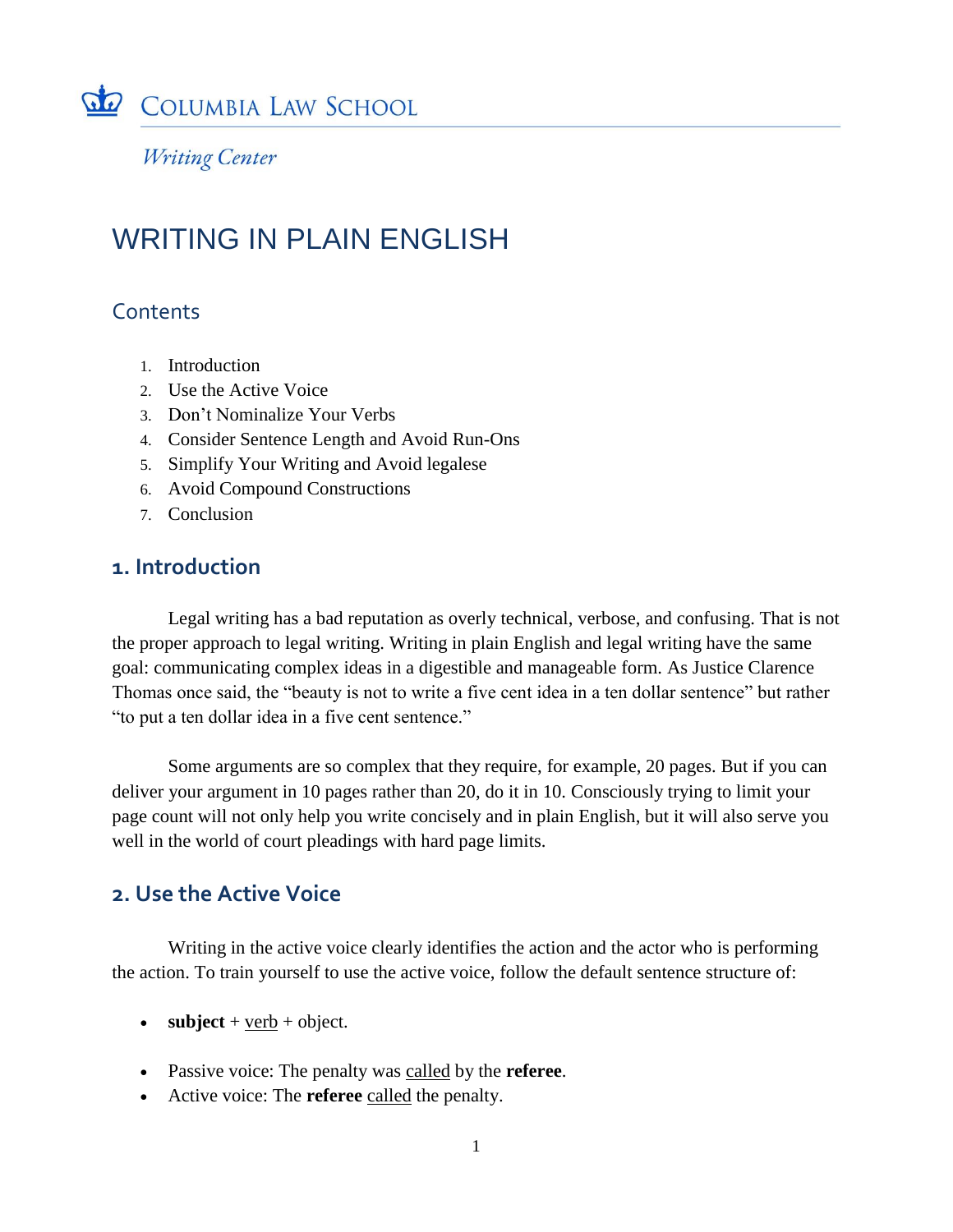Columbia Law School

*Writing Center*

# WRITING IN PLAIN ENGLISH

## Contents

1. Introduction
2. Use the Active Voice
3. Don't Nominalize Your Verbs
4. Consider Sentence Length and Avoid Run-Ons
5. Simplify Your Writing and Avoid legalese
6. Avoid Compound Constructions
7. Conclusion

## 1. Introduction

Legal writing has a bad reputation as overly technical, verbose, and confusing. That is not the proper approach to legal writing. Writing in plain English and legal writing have the same goal: communicating complex ideas in a digestible and manageable form. As Justice Clarence Thomas once said, the "beauty is not to write a five cent idea in a ten dollar sentence" but rather "to put a ten dollar idea in a five cent sentence."

Some arguments are so complex that they require, for example, 20 pages. But if you can deliver your argument in 10 pages rather than 20, do it in 10. Consciously trying to limit your page count will not only help you write concisely and in plain English, but it will also serve you well in the world of court pleadings with hard page limits.

## 2. Use the Active Voice

Writing in the active voice clearly identifies the action and the actor who is performing the action. To train yourself to use the active voice, follow the default sentence structure of:

- **subject** + <u>verb</u> + object.

- Passive voice: The penalty was <u>called</u> by the **referee**.
- Active voice: The **referee** <u>called</u> the penalty.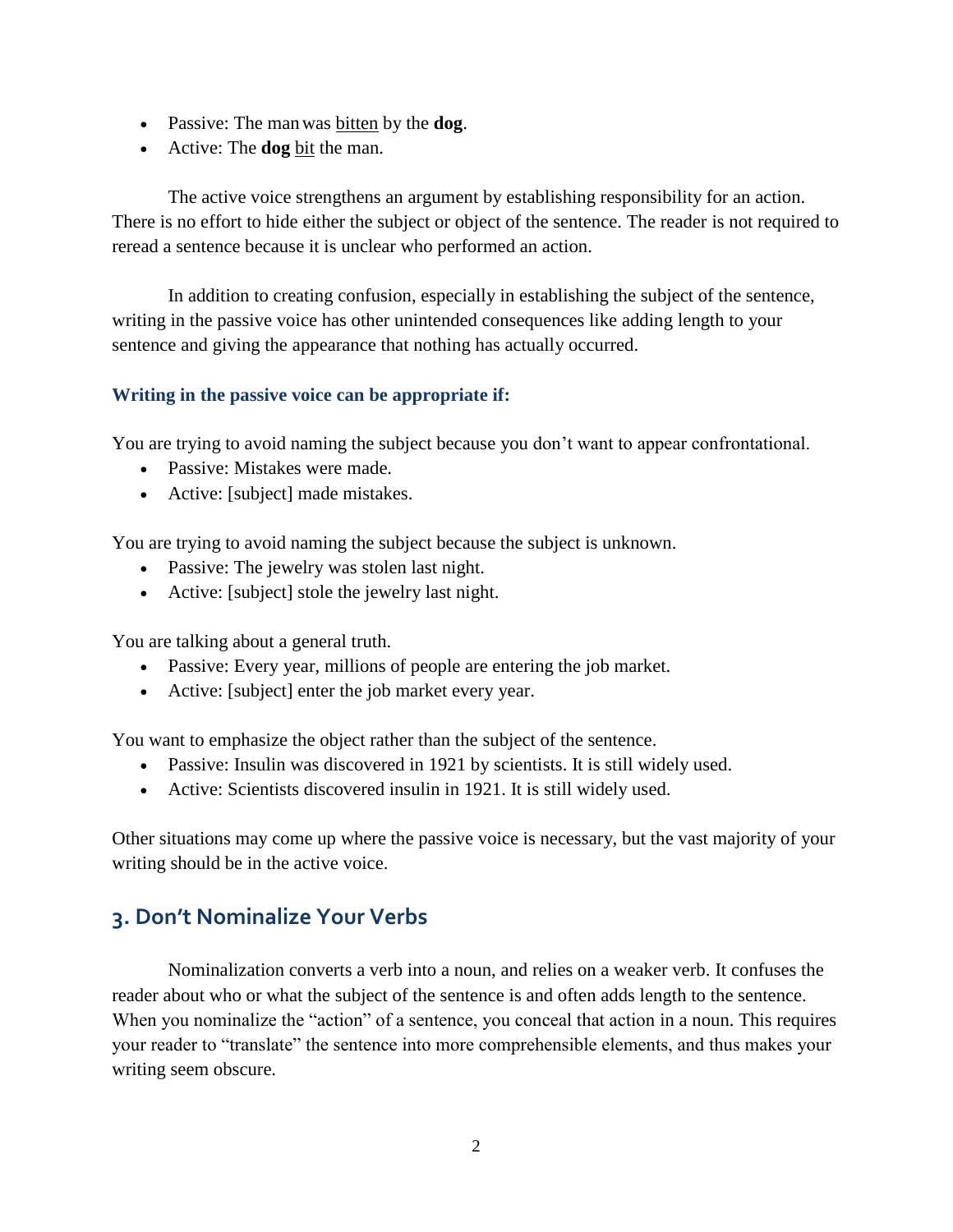- Passive: The man was <u>bitten</u> by the **dog**.
- Active: The **dog** <u>bit</u> the man.

The active voice strengthens an argument by establishing responsibility for an action. There is no effort to hide either the subject or object of the sentence. The reader is not required to reread a sentence because it is unclear who performed an action.

In addition to creating confusion, especially in establishing the subject of the sentence, writing in the passive voice has other unintended consequences like adding length to your sentence and giving the appearance that nothing has actually occurred.

#### Writing in the passive voice can be appropriate if:

You are trying to avoid naming the subject because you don't want to appear confrontational.

- Passive: Mistakes were made.
- Active: [subject] made mistakes.

You are trying to avoid naming the subject because the subject is unknown.

- Passive: The jewelry was stolen last night.
- Active: [subject] stole the jewelry last night.

You are talking about a general truth.

- Passive: Every year, millions of people are entering the job market.
- Active: [subject] enter the job market every year.

You want to emphasize the object rather than the subject of the sentence.

- Passive: Insulin was discovered in 1921 by scientists. It is still widely used.
- Active: Scientists discovered insulin in 1921. It is still widely used.

Other situations may come up where the passive voice is necessary, but the vast majority of your writing should be in the active voice.

## 3. Don't Nominalize Your Verbs

Nominalization converts a verb into a noun, and relies on a weaker verb. It confuses the reader about who or what the subject of the sentence is and often adds length to the sentence. When you nominalize the "action" of a sentence, you conceal that action in a noun. This requires your reader to "translate" the sentence into more comprehensible elements, and thus makes your writing seem obscure.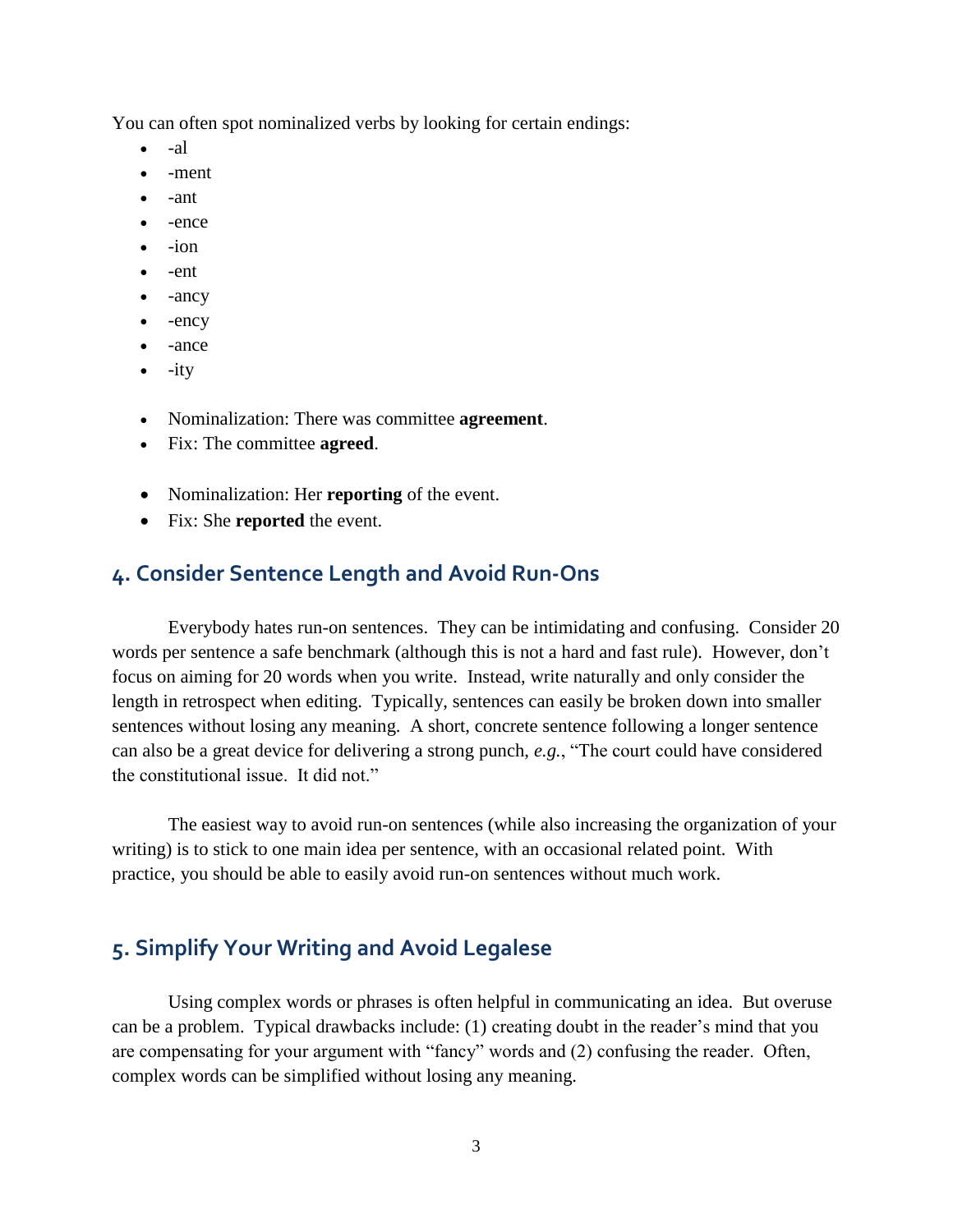You can often spot nominalized verbs by looking for certain endings:

- -al
- -ment
- -ant
- -ence
- -ion
- -ent
- -ancy
- -ency
- -ance
- -ity

- Nominalization: There was committee **agreement**.
- Fix: The committee **agreed**.

- Nominalization: Her **reporting** of the event.
- Fix: She **reported** the event.

## 4. Consider Sentence Length and Avoid Run-Ons

Everybody hates run-on sentences. They can be intimidating and confusing. Consider 20 words per sentence a safe benchmark (although this is not a hard and fast rule). However, don't focus on aiming for 20 words when you write. Instead, write naturally and only consider the length in retrospect when editing. Typically, sentences can easily be broken down into smaller sentences without losing any meaning. A short, concrete sentence following a longer sentence can also be a great device for delivering a strong punch, *e.g.*, "The court could have considered the constitutional issue. It did not."

The easiest way to avoid run-on sentences (while also increasing the organization of your writing) is to stick to one main idea per sentence, with an occasional related point. With practice, you should be able to easily avoid run-on sentences without much work.

## 5. Simplify Your Writing and Avoid Legalese

Using complex words or phrases is often helpful in communicating an idea. But overuse can be a problem. Typical drawbacks include: (1) creating doubt in the reader's mind that you are compensating for your argument with "fancy" words and (2) confusing the reader. Often, complex words can be simplified without losing any meaning.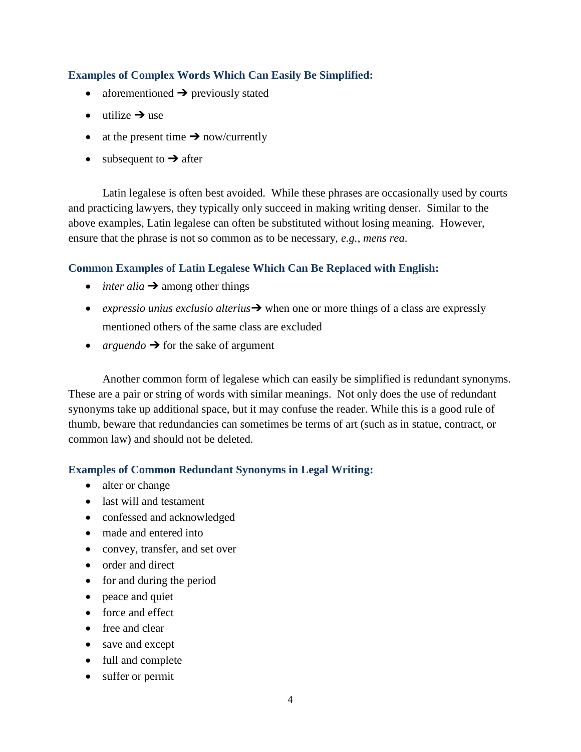### Examples of Complex Words Which Can Easily Be Simplified:

- aforementioned ➔ previously stated
- utilize ➔ use
- at the present time ➔ now/currently
- subsequent to ➔ after

Latin legalese is often best avoided. While these phrases are occasionally used by courts and practicing lawyers, they typically only succeed in making writing denser. Similar to the above examples, Latin legalese can often be substituted without losing meaning. However, ensure that the phrase is not so common as to be necessary, *e.g.*, *mens rea*.

### Common Examples of Latin Legalese Which Can Be Replaced with English:

- *inter alia* ➔ among other things
- *expressio unius exclusio alterius*➔ when one or more things of a class are expressly mentioned others of the same class are excluded
- *arguendo* ➔ for the sake of argument

Another common form of legalese which can easily be simplified is redundant synonyms. These are a pair or string of words with similar meanings. Not only does the use of redundant synonyms take up additional space, but it may confuse the reader. While this is a good rule of thumb, beware that redundancies can sometimes be terms of art (such as in statue, contract, or common law) and should not be deleted.

### Examples of Common Redundant Synonyms in Legal Writing:

- alter or change
- last will and testament
- confessed and acknowledged
- made and entered into
- convey, transfer, and set over
- order and direct
- for and during the period
- peace and quiet
- force and effect
- free and clear
- save and except
- full and complete
- suffer or permit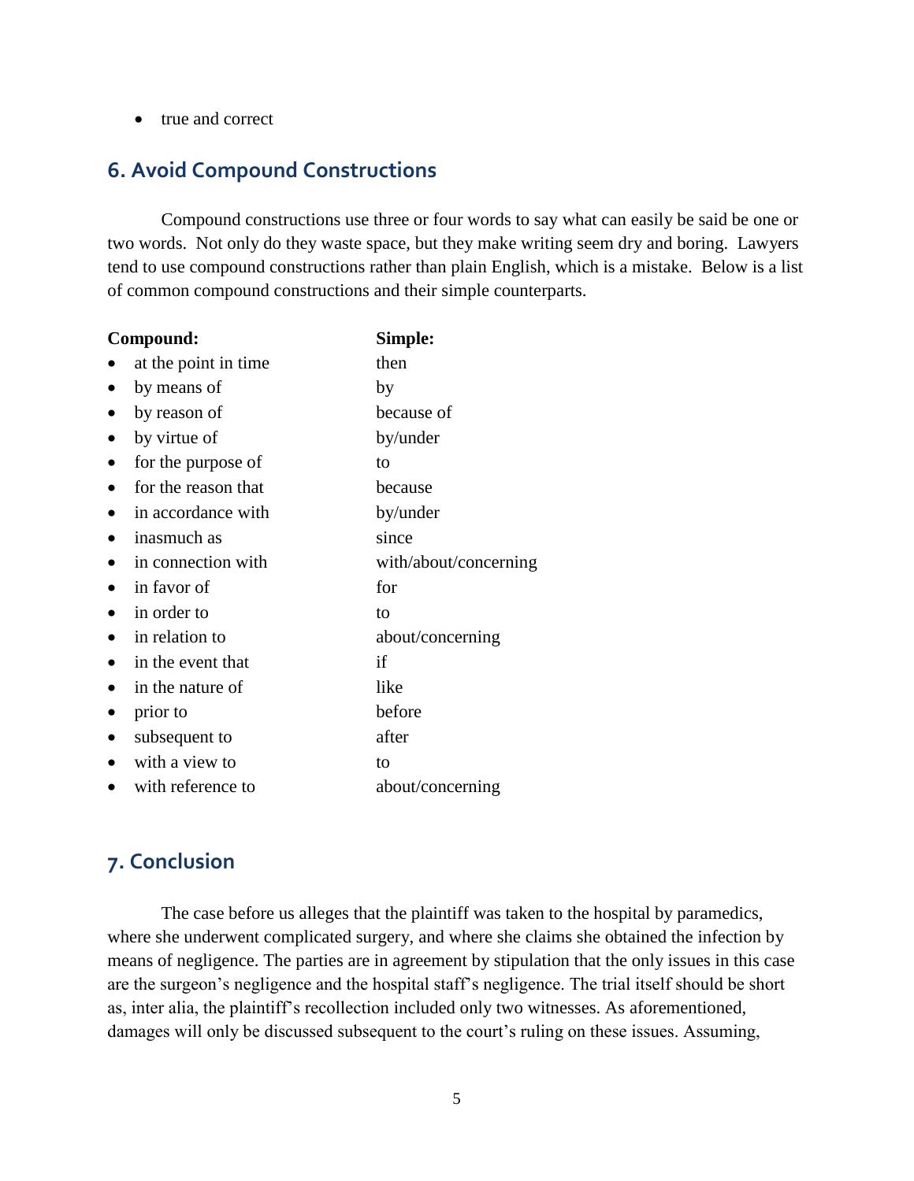- true and correct

## 6. Avoid Compound Constructions

Compound constructions use three or four words to say what can easily be said be one or two words. Not only do they waste space, but they make writing seem dry and boring. Lawyers tend to use compound constructions rather than plain English, which is a mistake. Below is a list of common compound constructions and their simple counterparts.

| Compound: | Simple: |
|---|---|
| • at the point in time | then |
| • by means of | by |
| • by reason of | because of |
| • by virtue of | by/under |
| • for the purpose of | to |
| • for the reason that | because |
| • in accordance with | by/under |
| • inasmuch as | since |
| • in connection with | with/about/concerning |
| • in favor of | for |
| • in order to | to |
| • in relation to | about/concerning |
| • in the event that | if |
| • in the nature of | like |
| • prior to | before |
| • subsequent to | after |
| • with a view to | to |
| • with reference to | about/concerning |

## 7. Conclusion

The case before us alleges that the plaintiff was taken to the hospital by paramedics, where she underwent complicated surgery, and where she claims she obtained the infection by means of negligence. The parties are in agreement by stipulation that the only issues in this case are the surgeon's negligence and the hospital staff's negligence. The trial itself should be short as, inter alia, the plaintiff's recollection included only two witnesses. As aforementioned, damages will only be discussed subsequent to the court's ruling on these issues. Assuming,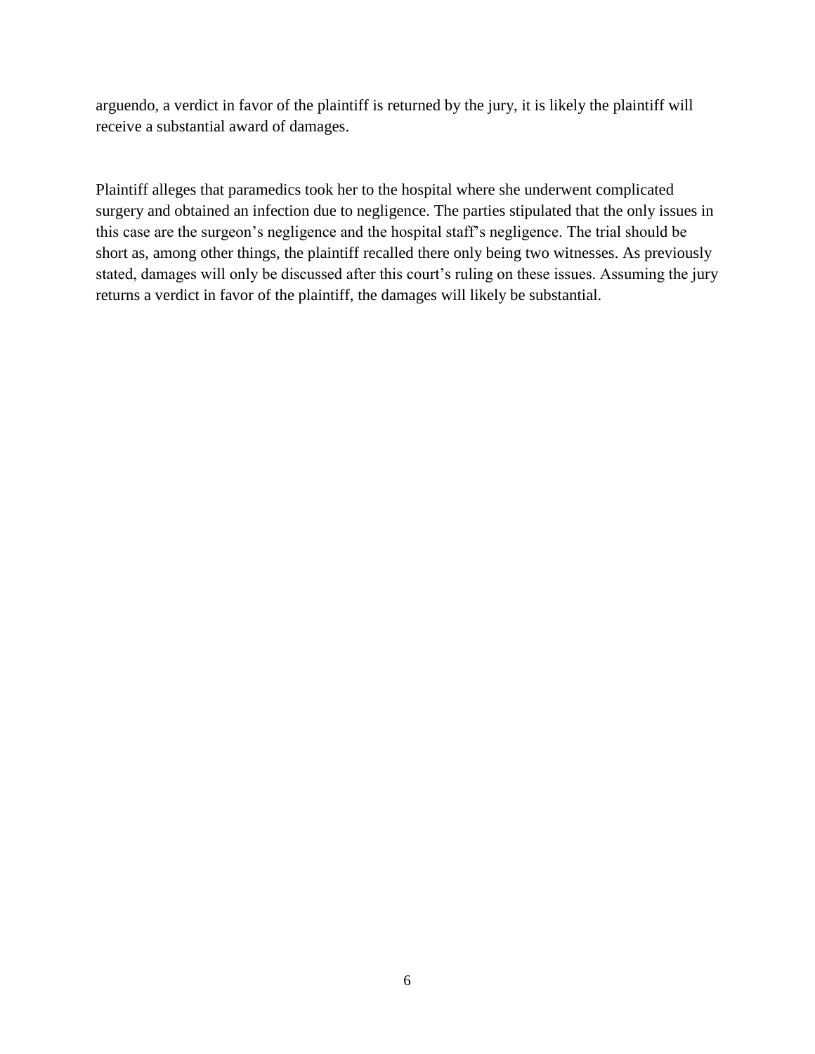arguendo, a verdict in favor of the plaintiff is returned by the jury, it is likely the plaintiff will receive a substantial award of damages.

Plaintiff alleges that paramedics took her to the hospital where she underwent complicated surgery and obtained an infection due to negligence. The parties stipulated that the only issues in this case are the surgeon's negligence and the hospital staff's negligence. The trial should be short as, among other things, the plaintiff recalled there only being two witnesses. As previously stated, damages will only be discussed after this court's ruling on these issues. Assuming the jury returns a verdict in favor of the plaintiff, the damages will likely be substantial.